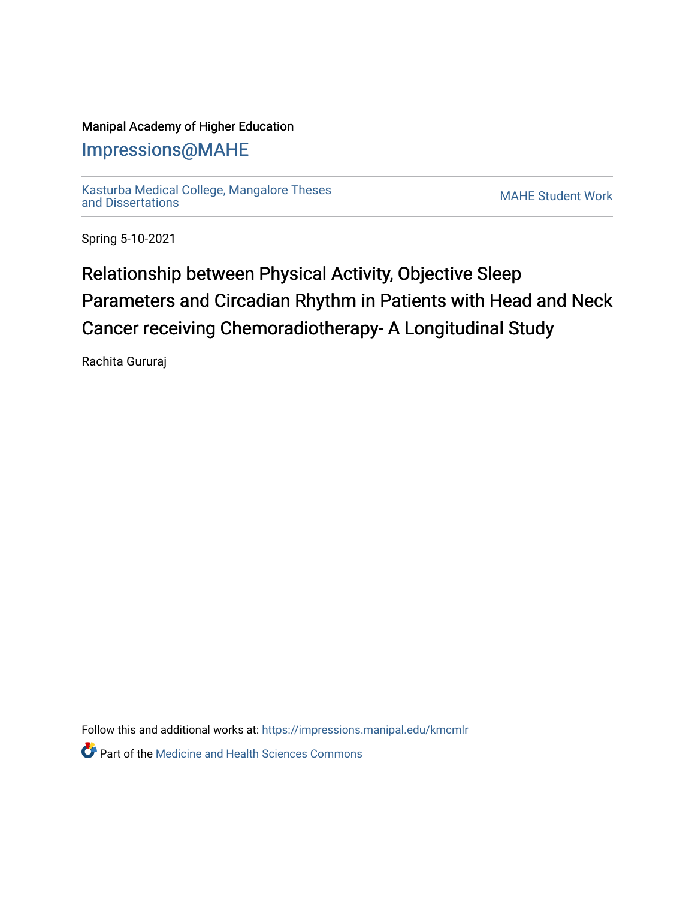Manipal Academy of Higher Education

Impressions@MAHE

Kasturba Medical College, Mangalore Theses and Dissertations

MAHE Student Work

Spring 5-10-2021

# Relationship between Physical Activity, Objective Sleep Parameters and Circadian Rhythm in Patients with Head and Neck Cancer receiving Chemoradiotherapy- A Longitudinal Study

Rachita Gururaj

Follow this and additional works at: https://impressions.manipal.edu/kmcmlr

Part of the Medicine and Health Sciences Commons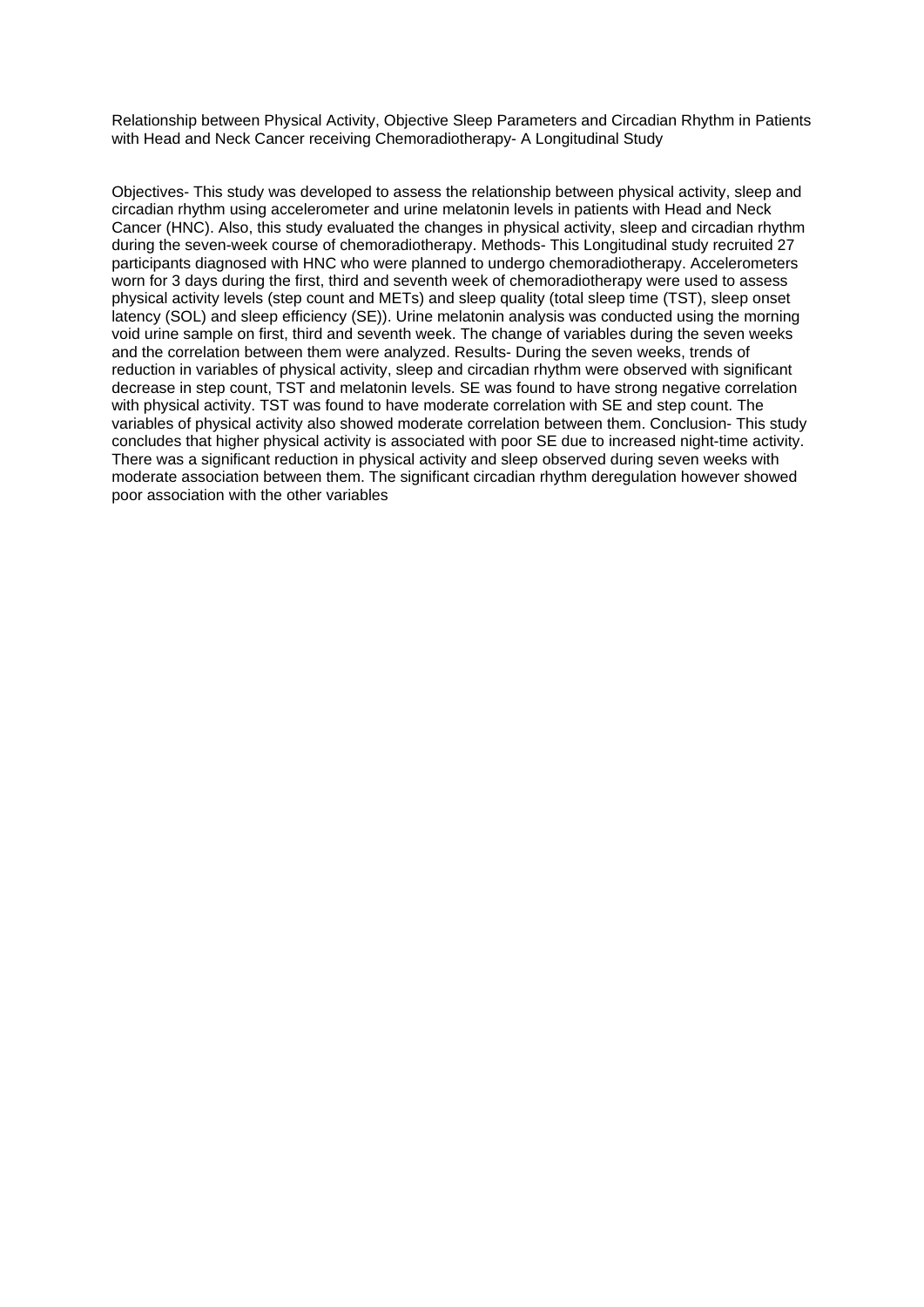Relationship between Physical Activity, Objective Sleep Parameters and Circadian Rhythm in Patients with Head and Neck Cancer receiving Chemoradiotherapy- A Longitudinal Study

Objectives- This study was developed to assess the relationship between physical activity, sleep and circadian rhythm using accelerometer and urine melatonin levels in patients with Head and Neck Cancer (HNC). Also, this study evaluated the changes in physical activity, sleep and circadian rhythm during the seven-week course of chemoradiotherapy. Methods- This Longitudinal study recruited 27 participants diagnosed with HNC who were planned to undergo chemoradiotherapy. Accelerometers worn for 3 days during the first, third and seventh week of chemoradiotherapy were used to assess physical activity levels (step count and METs) and sleep quality (total sleep time (TST), sleep onset latency (SOL) and sleep efficiency (SE)). Urine melatonin analysis was conducted using the morning void urine sample on first, third and seventh week. The change of variables during the seven weeks and the correlation between them were analyzed. Results- During the seven weeks, trends of reduction in variables of physical activity, sleep and circadian rhythm were observed with significant decrease in step count, TST and melatonin levels. SE was found to have strong negative correlation with physical activity. TST was found to have moderate correlation with SE and step count. The variables of physical activity also showed moderate correlation between them. Conclusion- This study concludes that higher physical activity is associated with poor SE due to increased night-time activity. There was a significant reduction in physical activity and sleep observed during seven weeks with moderate association between them. The significant circadian rhythm deregulation however showed poor association with the other variables